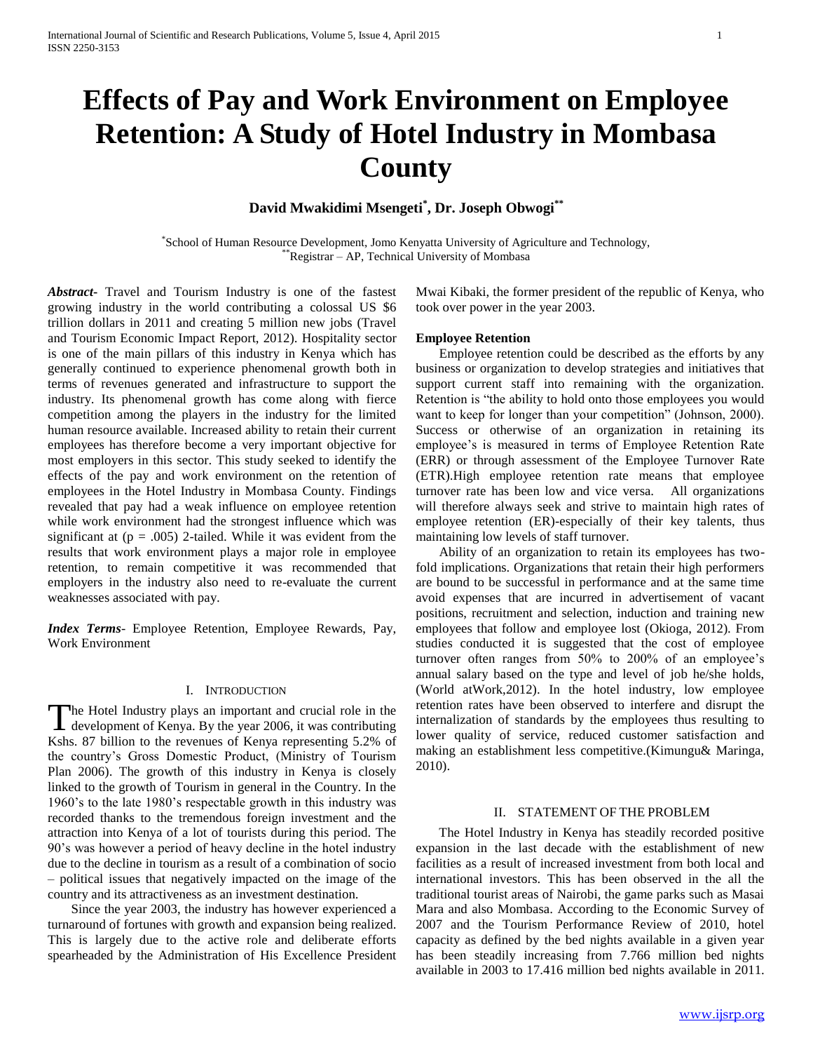# Effects of Pay and Work Environment on Employee Retention: A Study of Hotel Industry in Mombasa County

**David Mwakidimi Msengeti[*], Dr. Joseph Obwogi[**]**

[*]School of Human Resource Development, Jomo Kenyatta University of Agriculture and Technology,
[**]Registrar – AP, Technical University of Mombasa

***Abstract*-** Travel and Tourism Industry is one of the fastest growing industry in the world contributing a colossal US $6 trillion dollars in 2011 and creating 5 million new jobs (Travel and Tourism Economic Impact Report, 2012). Hospitality sector is one of the main pillars of this industry in Kenya which has generally continued to experience phenomenal growth both in terms of revenues generated and infrastructure to support the industry. Its phenomenal growth has come along with fierce competition among the players in the industry for the limited human resource available. Increased ability to retain their current employees has therefore become a very important objective for most employers in this sector. This study seeked to identify the effects of the pay and work environment on the retention of employees in the Hotel Industry in Mombasa County. Findings revealed that pay had a weak influence on employee retention while work environment had the strongest influence which was significant at ($p = .005$) 2-tailed. While it was evident from the results that work environment plays a major role in employee retention, to remain competitive it was recommended that employers in the industry also need to re-evaluate the current weaknesses associated with pay.

***Index Terms*-** Employee Retention, Employee Rewards, Pay, Work Environment

## I. Introduction

The Hotel Industry plays an important and crucial role in the development of Kenya. By the year 2006, it was contributing Kshs. 87 billion to the revenues of Kenya representing 5.2% of the country's Gross Domestic Product, (Ministry of Tourism Plan 2006). The growth of this industry in Kenya is closely linked to the growth of Tourism in general in the Country. In the 1960's to the late 1980's respectable growth in this industry was recorded thanks to the tremendous foreign investment and the attraction into Kenya of a lot of tourists during this period. The 90's was however a period of heavy decline in the hotel industry due to the decline in tourism as a result of a combination of socio – political issues that negatively impacted on the image of the country and its attractiveness as an investment destination.

Since the year 2003, the industry has however experienced a turnaround of fortunes with growth and expansion being realized. This is largely due to the active role and deliberate efforts spearheaded by the Administration of His Excellence President Mwai Kibaki, the former president of the republic of Kenya, who took over power in the year 2003.

### Employee Retention

Employee retention could be described as the efforts by any business or organization to develop strategies and initiatives that support current staff into remaining with the organization. Retention is "the ability to hold onto those employees you would want to keep for longer than your competition" (Johnson, 2000). Success or otherwise of an organization in retaining its employee's is measured in terms of Employee Retention Rate (ERR) or through assessment of the Employee Turnover Rate (ETR).High employee retention rate means that employee turnover rate has been low and vice versa. All organizations will therefore always seek and strive to maintain high rates of employee retention (ER)-especially of their key talents, thus maintaining low levels of staff turnover.

Ability of an organization to retain its employees has two-fold implications. Organizations that retain their high performers are bound to be successful in performance and at the same time avoid expenses that are incurred in advertisement of vacant positions, recruitment and selection, induction and training new employees that follow and employee lost (Okioga, 2012). From studies conducted it is suggested that the cost of employee turnover often ranges from 50% to 200% of an employee's annual salary based on the type and level of job he/she holds, (World atWork,2012). In the hotel industry, low employee retention rates have been observed to interfere and disrupt the internalization of standards by the employees thus resulting to lower quality of service, reduced customer satisfaction and making an establishment less competitive.(Kimungu& Maringa, 2010).

## II. Statement of the Problem

The Hotel Industry in Kenya has steadily recorded positive expansion in the last decade with the establishment of new facilities as a result of increased investment from both local and international investors. This has been observed in the all the traditional tourist areas of Nairobi, the game parks such as Masai Mara and also Mombasa. According to the Economic Survey of 2007 and the Tourism Performance Review of 2010, hotel capacity as defined by the bed nights available in a given year has been steadily increasing from 7.766 million bed nights available in 2003 to 17.416 million bed nights available in 2011.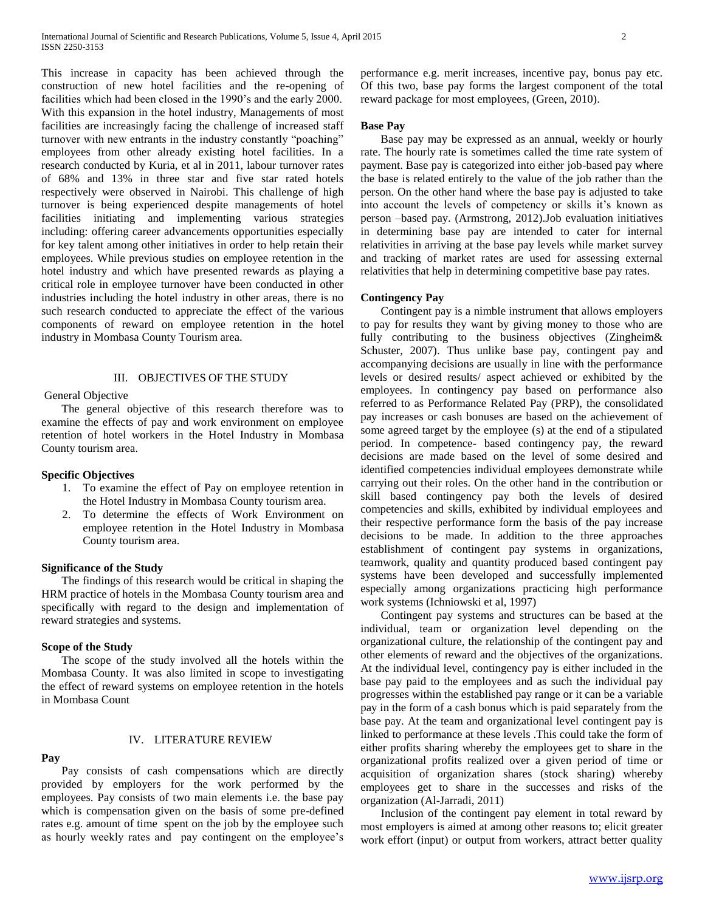This increase in capacity has been achieved through the construction of new hotel facilities and the re-opening of facilities which had been closed in the 1990's and the early 2000. With this expansion in the hotel industry, Managements of most facilities are increasingly facing the challenge of increased staff turnover with new entrants in the industry constantly "poaching" employees from other already existing hotel facilities. In a research conducted by Kuria, et al in 2011, labour turnover rates of 68% and 13% in three star and five star rated hotels respectively were observed in Nairobi. This challenge of high turnover is being experienced despite managements of hotel facilities initiating and implementing various strategies including: offering career advancements opportunities especially for key talent among other initiatives in order to help retain their employees. While previous studies on employee retention in the hotel industry and which have presented rewards as playing a critical role in employee turnover have been conducted in other industries including the hotel industry in other areas, there is no such research conducted to appreciate the effect of the various components of reward on employee retention in the hotel industry in Mombasa County Tourism area.

## III. OBJECTIVES OF THE STUDY

General Objective

The general objective of this research therefore was to examine the effects of pay and work environment on employee retention of hotel workers in the Hotel Industry in Mombasa County tourism area.

**Specific Objectives**

1. To examine the effect of Pay on employee retention in the Hotel Industry in Mombasa County tourism area.
2. To determine the effects of Work Environment on employee retention in the Hotel Industry in Mombasa County tourism area.

**Significance of the Study**

The findings of this research would be critical in shaping the HRM practice of hotels in the Mombasa County tourism area and specifically with regard to the design and implementation of reward strategies and systems.

**Scope of the Study**

The scope of the study involved all the hotels within the Mombasa County. It was also limited in scope to investigating the effect of reward systems on employee retention in the hotels in Mombasa Count

## IV. LITERATURE REVIEW

**Pay**

Pay consists of cash compensations which are directly provided by employers for the work performed by the employees. Pay consists of two main elements i.e. the base pay which is compensation given on the basis of some pre-defined rates e.g. amount of time spent on the job by the employee such as hourly weekly rates and pay contingent on the employee's performance e.g. merit increases, incentive pay, bonus pay etc. Of this two, base pay forms the largest component of the total reward package for most employees, (Green, 2010).

**Base Pay**

Base pay may be expressed as an annual, weekly or hourly rate. The hourly rate is sometimes called the time rate system of payment. Base pay is categorized into either job-based pay where the base is related entirely to the value of the job rather than the person. On the other hand where the base pay is adjusted to take into account the levels of competency or skills it's known as person –based pay. (Armstrong, 2012).Job evaluation initiatives in determining base pay are intended to cater for internal relativities in arriving at the base pay levels while market survey and tracking of market rates are used for assessing external relativities that help in determining competitive base pay rates.

**Contingency Pay**

Contingent pay is a nimble instrument that allows employers to pay for results they want by giving money to those who are fully contributing to the business objectives (Zingheim& Schuster, 2007). Thus unlike base pay, contingent pay and accompanying decisions are usually in line with the performance levels or desired results/ aspect achieved or exhibited by the employees. In contingency pay based on performance also referred to as Performance Related Pay (PRP), the consolidated pay increases or cash bonuses are based on the achievement of some agreed target by the employee (s) at the end of a stipulated period. In competence- based contingency pay, the reward decisions are made based on the level of some desired and identified competencies individual employees demonstrate while carrying out their roles. On the other hand in the contribution or skill based contingency pay both the levels of desired competencies and skills, exhibited by individual employees and their respective performance form the basis of the pay increase decisions to be made. In addition to the three approaches establishment of contingent pay systems in organizations, teamwork, quality and quantity produced based contingent pay systems have been developed and successfully implemented especially among organizations practicing high performance work systems (Ichniowski et al, 1997)

Contingent pay systems and structures can be based at the individual, team or organization level depending on the organizational culture, the relationship of the contingent pay and other elements of reward and the objectives of the organizations. At the individual level, contingency pay is either included in the base pay paid to the employees and as such the individual pay progresses within the established pay range or it can be a variable pay in the form of a cash bonus which is paid separately from the base pay. At the team and organizational level contingent pay is linked to performance at these levels .This could take the form of either profits sharing whereby the employees get to share in the organizational profits realized over a given period of time or acquisition of organization shares (stock sharing) whereby employees get to share in the successes and risks of the organization (Al-Jarradi, 2011)

Inclusion of the contingent pay element in total reward by most employers is aimed at among other reasons to; elicit greater work effort (input) or output from workers, attract better quality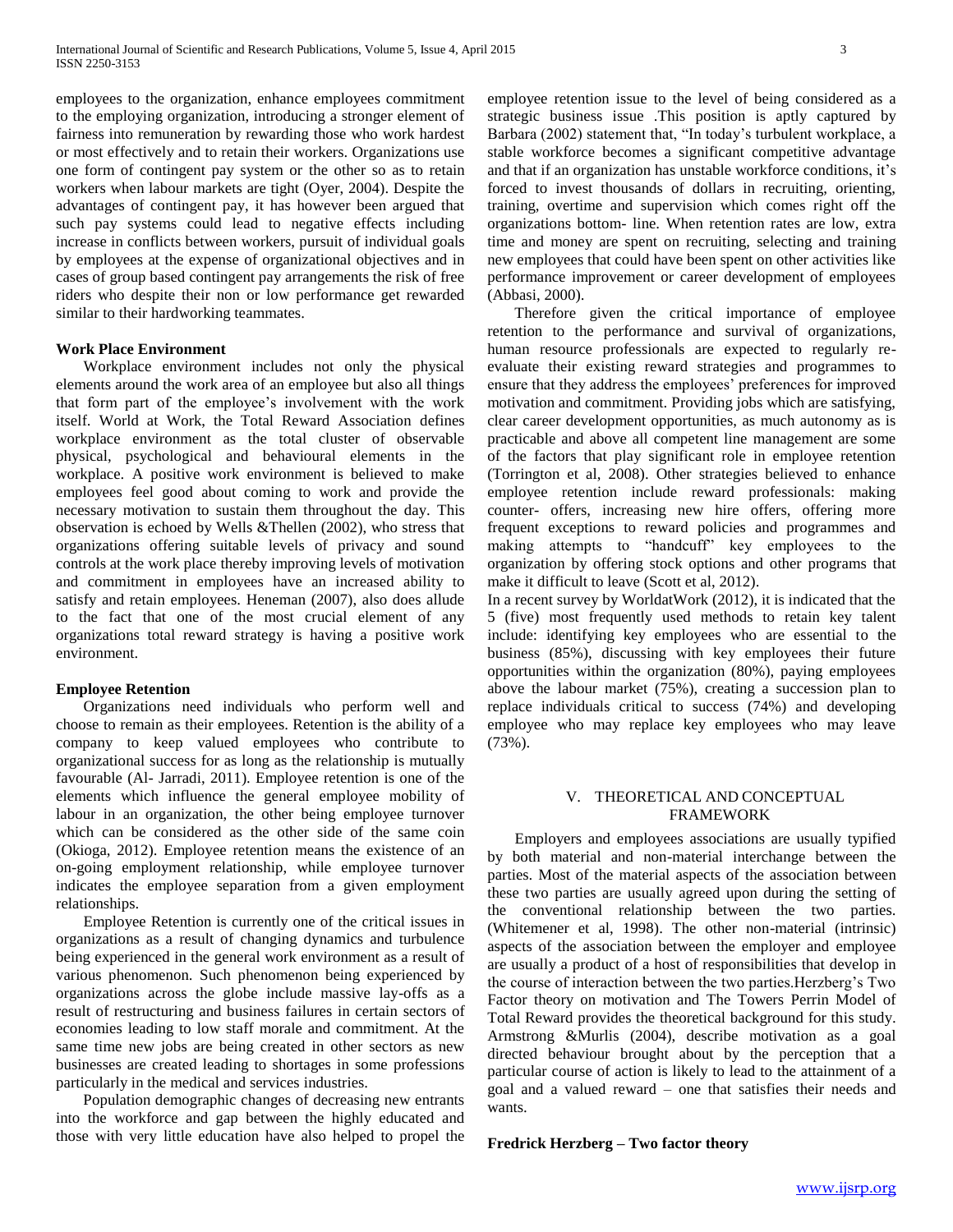employees to the organization, enhance employees commitment to the employing organization, introducing a stronger element of fairness into remuneration by rewarding those who work hardest or most effectively and to retain their workers. Organizations use one form of contingent pay system or the other so as to retain workers when labour markets are tight (Oyer, 2004). Despite the advantages of contingent pay, it has however been argued that such pay systems could lead to negative effects including increase in conflicts between workers, pursuit of individual goals by employees at the expense of organizational objectives and in cases of group based contingent pay arrangements the risk of free riders who despite their non or low performance get rewarded similar to their hardworking teammates.

**Work Place Environment**

Workplace environment includes not only the physical elements around the work area of an employee but also all things that form part of the employee's involvement with the work itself. World at Work, the Total Reward Association defines workplace environment as the total cluster of observable physical, psychological and behavioural elements in the workplace. A positive work environment is believed to make employees feel good about coming to work and provide the necessary motivation to sustain them throughout the day. This observation is echoed by Wells &Thellen (2002), who stress that organizations offering suitable levels of privacy and sound controls at the work place thereby improving levels of motivation and commitment in employees have an increased ability to satisfy and retain employees. Heneman (2007), also does allude to the fact that one of the most crucial element of any organizations total reward strategy is having a positive work environment.

**Employee Retention**

Organizations need individuals who perform well and choose to remain as their employees. Retention is the ability of a company to keep valued employees who contribute to organizational success for as long as the relationship is mutually favourable (Al- Jarradi, 2011). Employee retention is one of the elements which influence the general employee mobility of labour in an organization, the other being employee turnover which can be considered as the other side of the same coin (Okioga, 2012). Employee retention means the existence of an on-going employment relationship, while employee turnover indicates the employee separation from a given employment relationships.

Employee Retention is currently one of the critical issues in organizations as a result of changing dynamics and turbulence being experienced in the general work environment as a result of various phenomenon. Such phenomenon being experienced by organizations across the globe include massive lay-offs as a result of restructuring and business failures in certain sectors of economies leading to low staff morale and commitment. At the same time new jobs are being created in other sectors as new businesses are created leading to shortages in some professions particularly in the medical and services industries.

Population demographic changes of decreasing new entrants into the workforce and gap between the highly educated and those with very little education have also helped to propel the employee retention issue to the level of being considered as a strategic business issue .This position is aptly captured by Barbara (2002) statement that, "In today's turbulent workplace, a stable workforce becomes a significant competitive advantage and that if an organization has unstable workforce conditions, it's forced to invest thousands of dollars in recruiting, orienting, training, overtime and supervision which comes right off the organizations bottom- line. When retention rates are low, extra time and money are spent on recruiting, selecting and training new employees that could have been spent on other activities like performance improvement or career development of employees (Abbasi, 2000).

Therefore given the critical importance of employee retention to the performance and survival of organizations, human resource professionals are expected to regularly re-evaluate their existing reward strategies and programmes to ensure that they address the employees' preferences for improved motivation and commitment. Providing jobs which are satisfying, clear career development opportunities, as much autonomy as is practicable and above all competent line management are some of the factors that play significant role in employee retention (Torrington et al, 2008). Other strategies believed to enhance employee retention include reward professionals: making counter- offers, increasing new hire offers, offering more frequent exceptions to reward policies and programmes and making attempts to "handcuff" key employees to the organization by offering stock options and other programs that make it difficult to leave (Scott et al, 2012).

In a recent survey by WorldatWork (2012), it is indicated that the 5 (five) most frequently used methods to retain key talent include: identifying key employees who are essential to the business (85%), discussing with key employees their future opportunities within the organization (80%), paying employees above the labour market (75%), creating a succession plan to replace individuals critical to success (74%) and developing employee who may replace key employees who may leave (73%).

## V. THEORETICAL AND CONCEPTUAL FRAMEWORK

Employers and employees associations are usually typified by both material and non-material interchange between the parties. Most of the material aspects of the association between these two parties are usually agreed upon during the setting of the conventional relationship between the two parties. (Whitemener et al, 1998). The other non-material (intrinsic) aspects of the association between the employer and employee are usually a product of a host of responsibilities that develop in the course of interaction between the two parties.Herzberg's Two Factor theory on motivation and The Towers Perrin Model of Total Reward provides the theoretical background for this study. Armstrong &Murlis (2004), describe motivation as a goal directed behaviour brought about by the perception that a particular course of action is likely to lead to the attainment of a goal and a valued reward – one that satisfies their needs and wants.

**Fredrick Herzberg – Two factor theory**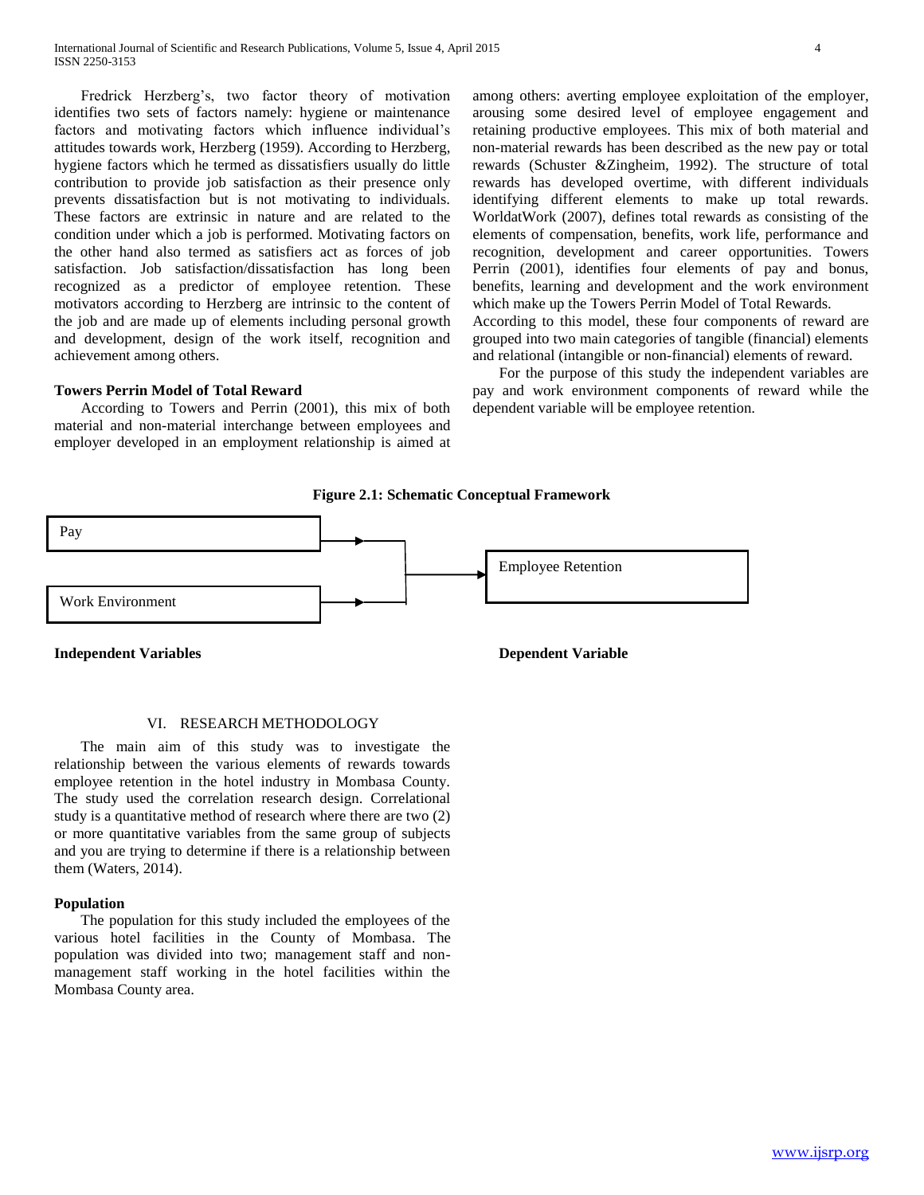Fredrick Herzberg's, two factor theory of motivation identifies two sets of factors namely: hygiene or maintenance factors and motivating factors which influence individual's attitudes towards work, Herzberg (1959). According to Herzberg, hygiene factors which he termed as dissatisfiers usually do little contribution to provide job satisfaction as their presence only prevents dissatisfaction but is not motivating to individuals. These factors are extrinsic in nature and are related to the condition under which a job is performed. Motivating factors on the other hand also termed as satisfiers act as forces of job satisfaction. Job satisfaction/dissatisfaction has long been recognized as a predictor of employee retention. These motivators according to Herzberg are intrinsic to the content of the job and are made up of elements including personal growth and development, design of the work itself, recognition and achievement among others.

**Towers Perrin Model of Total Reward**

According to Towers and Perrin (2001), this mix of both material and non-material interchange between employees and employer developed in an employment relationship is aimed at among others: averting employee exploitation of the employer, arousing some desired level of employee engagement and retaining productive employees. This mix of both material and non-material rewards has been described as the new pay or total rewards (Schuster &Zingheim, 1992). The structure of total rewards has developed overtime, with different individuals identifying different elements to make up total rewards. WorldatWork (2007), defines total rewards as consisting of the elements of compensation, benefits, work life, performance and recognition, development and career opportunities. Towers Perrin (2001), identifies four elements of pay and bonus, benefits, learning and development and the work environment which make up the Towers Perrin Model of Total Rewards.
According to this model, these four components of reward are grouped into two main categories of tangible (financial) elements and relational (intangible or non-financial) elements of reward.

For the purpose of this study the independent variables are pay and work environment components of reward while the dependent variable will be employee retention.

**Figure 2.1: Schematic Conceptual Framework**

Pay → Employee Retention
Work Environment → Employee Retention

**Independent Variables** | **Dependent Variable**

## VI. RESEARCH METHODOLOGY

The main aim of this study was to investigate the relationship between the various elements of rewards towards employee retention in the hotel industry in Mombasa County. The study used the correlation research design. Correlational study is a quantitative method of research where there are two (2) or more quantitative variables from the same group of subjects and you are trying to determine if there is a relationship between them (Waters, 2014).

**Population**

The population for this study included the employees of the various hotel facilities in the County of Mombasa. The population was divided into two; management staff and non-management staff working in the hotel facilities within the Mombasa County area.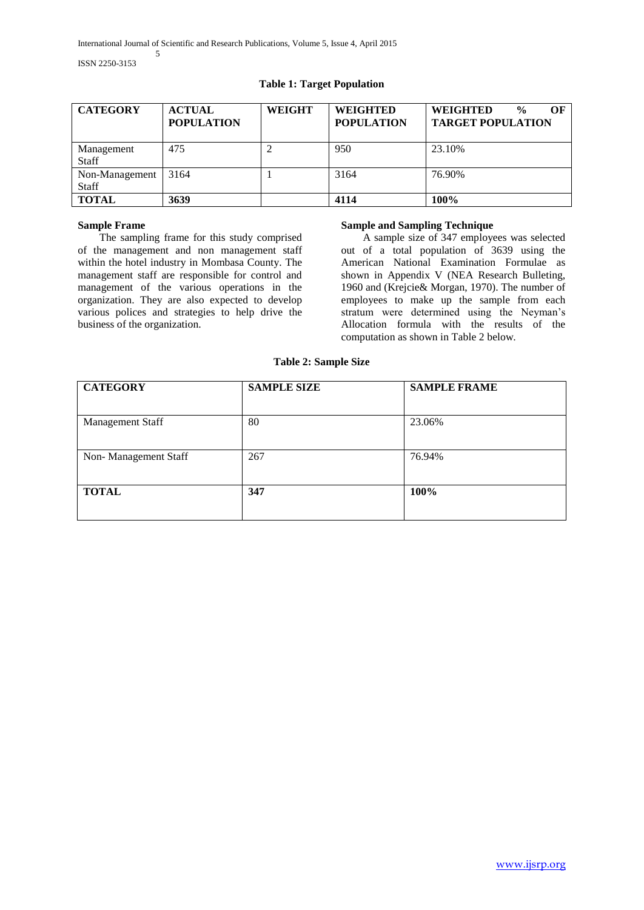**Table 1: Target Population**

| CATEGORY | ACTUAL POPULATION | WEIGHT | WEIGHTED POPULATION | WEIGHTED % OF TARGET POPULATION |
|---|---|---|---|---|
| Management Staff | 475 | 2 | 950 | 23.10% |
| Non-Management Staff | 3164 | 1 | 3164 | 76.90% |
| **TOTAL** | **3639** | | **4114** | **100%** |

**Sample Frame**

The sampling frame for this study comprised of the management and non management staff within the hotel industry in Mombasa County. The management staff are responsible for control and management of the various operations in the organization. They are also expected to develop various polices and strategies to help drive the business of the organization.

**Sample and Sampling Technique**

A sample size of 347 employees was selected out of a total population of 3639 using the American National Examination Formulae as shown in Appendix V (NEA Research Bulleting, 1960 and (Krejcie& Morgan, 1970). The number of employees to make up the sample from each stratum were determined using the Neyman's Allocation formula with the results of the computation as shown in Table 2 below.

**Table 2: Sample Size**

| CATEGORY | SAMPLE SIZE | SAMPLE FRAME |
|---|---|---|
| Management Staff | 80 | 23.06% |
| Non- Management Staff | 267 | 76.94% |
| **TOTAL** | **347** | **100%** |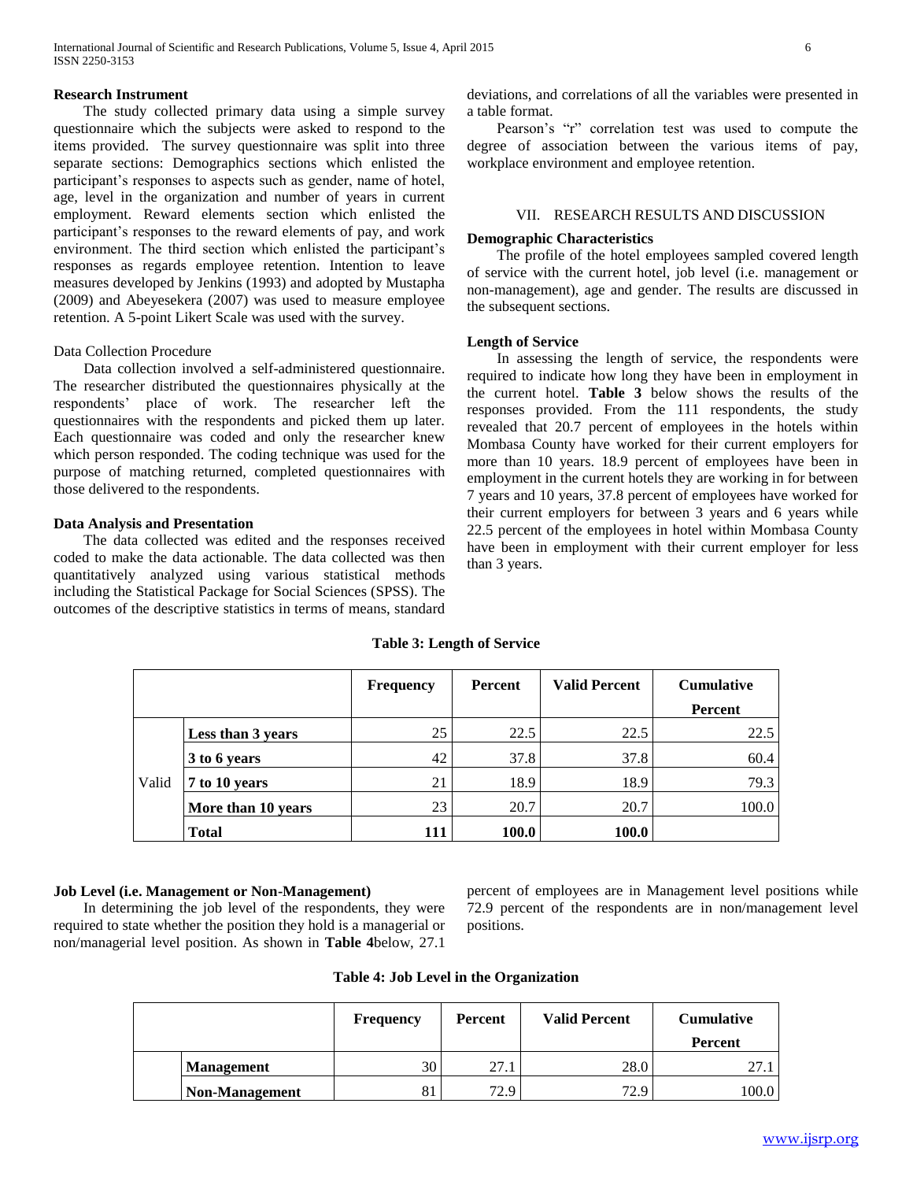**Research Instrument**

The study collected primary data using a simple survey questionnaire which the subjects were asked to respond to the items provided. The survey questionnaire was split into three separate sections: Demographics sections which enlisted the participant's responses to aspects such as gender, name of hotel, age, level in the organization and number of years in current employment. Reward elements section which enlisted the participant's responses to the reward elements of pay, and work environment. The third section which enlisted the participant's responses as regards employee retention. Intention to leave measures developed by Jenkins (1993) and adopted by Mustapha (2009) and Abeyesekera (2007) was used to measure employee retention. A 5-point Likert Scale was used with the survey.

Data Collection Procedure

Data collection involved a self-administered questionnaire. The researcher distributed the questionnaires physically at the respondents' place of work. The researcher left the questionnaires with the respondents and picked them up later. Each questionnaire was coded and only the researcher knew which person responded. The coding technique was used for the purpose of matching returned, completed questionnaires with those delivered to the respondents.

**Data Analysis and Presentation**

The data collected was edited and the responses received coded to make the data actionable. The data collected was then quantitatively analyzed using various statistical methods including the Statistical Package for Social Sciences (SPSS). The outcomes of the descriptive statistics in terms of means, standard deviations, and correlations of all the variables were presented in a table format.

Pearson's "r" correlation test was used to compute the degree of association between the various items of pay, workplace environment and employee retention.

## VII. RESEARCH RESULTS AND DISCUSSION

**Demographic Characteristics**

The profile of the hotel employees sampled covered length of service with the current hotel, job level (i.e. management or non-management), age and gender. The results are discussed in the subsequent sections.

**Length of Service**

In assessing the length of service, the respondents were required to indicate how long they have been in employment in the current hotel. **Table 3** below shows the results of the responses provided. From the 111 respondents, the study revealed that 20.7 percent of employees in the hotels within Mombasa County have worked for their current employers for more than 10 years. 18.9 percent of employees have been in employment in the current hotels they are working in for between 7 years and 10 years, 37.8 percent of employees have worked for their current employers for between 3 years and 6 years while 22.5 percent of the employees in hotel within Mombasa County have been in employment with their current employer for less than 3 years.

**Table 3: Length of Service**

| | | Frequency | Percent | Valid Percent | Cumulative Percent |
|---|---|---|---|---|---|
| Valid | **Less than 3 years** | 25 | 22.5 | 22.5 | 22.5 |
| | **3 to 6 years** | 42 | 37.8 | 37.8 | 60.4 |
| | **7 to 10 years** | 21 | 18.9 | 18.9 | 79.3 |
| | **More than 10 years** | 23 | 20.7 | 20.7 | 100.0 |
| | **Total** | **111** | **100.0** | **100.0** | |

**Job Level (i.e. Management or Non-Management)**

In determining the job level of the respondents, they were required to state whether the position they hold is a managerial or non/managerial level position. As shown in **Table 4**below, 27.1 percent of employees are in Management level positions while 72.9 percent of the respondents are in non/management level positions.

**Table 4: Job Level in the Organization**

| | | Frequency | Percent | Valid Percent | Cumulative Percent |
|---|---|---|---|---|---|
| | **Management** | 30 | 27.1 | 28.0 | 27.1 |
| | **Non-Management** | 81 | 72.9 | 72.9 | 100.0 |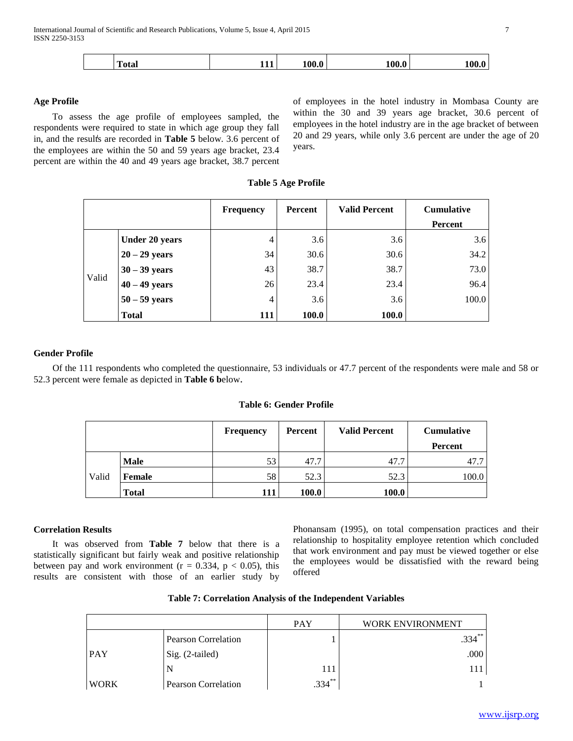| | Total | 111 | 100.0 | 100.0 | 100.0 |
|---|---|---|---|---|---|

### Age Profile

To assess the age profile of employees sampled, the respondents were required to state in which age group they fall in, and the results are recorded in **Table 5** below. 3.6 percent of the employees are within the 50 and 59 years age bracket, 23.4 percent are within the 40 and 49 years age bracket, 38.7 percent of employees in the hotel industry in Mombasa County are within the 30 and 39 years age bracket, 30.6 percent of employees in the hotel industry are in the age bracket of between 20 and 29 years, while only 3.6 percent are under the age of 20 years.

**Table 5 Age Profile**

| | | Frequency | Percent | Valid Percent | Cumulative Percent |
|---|---|---|---|---|---|
| Valid | **Under 20 years** | 4 | 3.6 | 3.6 | 3.6 |
| | **20 – 29 years** | 34 | 30.6 | 30.6 | 34.2 |
| | **30 – 39 years** | 43 | 38.7 | 38.7 | 73.0 |
| | **40 – 49 years** | 26 | 23.4 | 23.4 | 96.4 |
| | **50 – 59 years** | 4 | 3.6 | 3.6 | 100.0 |
| | **Total** | **111** | **100.0** | **100.0** | |

### Gender Profile

Of the 111 respondents who completed the questionnaire, 53 individuals or 47.7 percent of the respondents were male and 58 or 52.3 percent were female as depicted in **Table 6 b**elow.

**Table 6: Gender Profile**

| | | Frequency | Percent | Valid Percent | Cumulative Percent |
|---|---|---|---|---|---|
| Valid | **Male** | 53 | 47.7 | 47.7 | 47.7 |
| | **Female** | 58 | 52.3 | 52.3 | 100.0 |
| | **Total** | **111** | **100.0** | **100.0** | |

### Correlation Results

It was observed from **Table 7** below that there is a statistically significant but fairly weak and positive relationship between pay and work environment ($r = 0.334$, $p < 0.05$), this results are consistent with those of an earlier study by Phonansam (1995), on total compensation practices and their relationship to hospitality employee retention which concluded that work environment and pay must be viewed together or else the employees would be dissatisfied with the reward being offered

**Table 7: Correlation Analysis of the Independent Variables**

| | | PAY | WORK ENVIRONMENT |
|---|---|---|---|
| PAY | Pearson Correlation | 1 | .334** |
| | Sig. (2-tailed) | | .000 |
| | N | 111 | 111 |
| WORK | Pearson Correlation | .334** | 1 |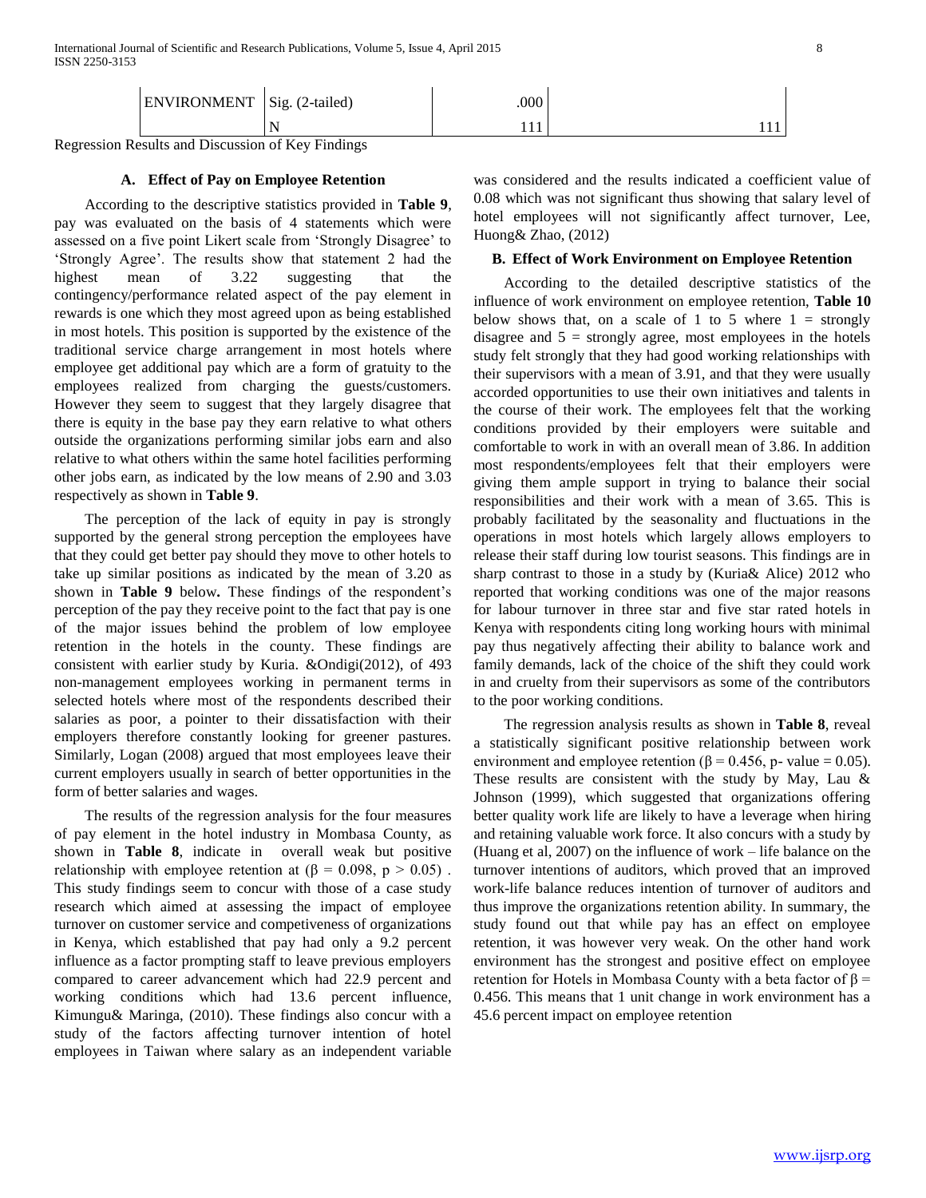| ENVIRONMENT | Sig. (2-tailed) | .000 | |
|---|---|---|---|
| | N | 111 | 111 |

Regression Results and Discussion of Key Findings

### A. Effect of Pay on Employee Retention

According to the descriptive statistics provided in **Table 9**, pay was evaluated on the basis of 4 statements which were assessed on a five point Likert scale from 'Strongly Disagree' to 'Strongly Agree'. The results show that statement 2 had the highest mean of 3.22 suggesting that the contingency/performance related aspect of the pay element in rewards is one which they most agreed upon as being established in most hotels. This position is supported by the existence of the traditional service charge arrangement in most hotels where employee get additional pay which are a form of gratuity to the employees realized from charging the guests/customers. However they seem to suggest that they largely disagree that there is equity in the base pay they earn relative to what others outside the organizations performing similar jobs earn and also relative to what others within the same hotel facilities performing other jobs earn, as indicated by the low means of 2.90 and 3.03 respectively as shown in **Table 9**.

The perception of the lack of equity in pay is strongly supported by the general strong perception the employees have that they could get better pay should they move to other hotels to take up similar positions as indicated by the mean of 3.20 as shown in **Table 9** below**.** These findings of the respondent's perception of the pay they receive point to the fact that pay is one of the major issues behind the problem of low employee retention in the hotels in the county. These findings are consistent with earlier study by Kuria. &Ondigi(2012), of 493 non-management employees working in permanent terms in selected hotels where most of the respondents described their salaries as poor, a pointer to their dissatisfaction with their employers therefore constantly looking for greener pastures. Similarly, Logan (2008) argued that most employees leave their current employers usually in search of better opportunities in the form of better salaries and wages.

The results of the regression analysis for the four measures of pay element in the hotel industry in Mombasa County, as shown in **Table 8**, indicate in overall weak but positive relationship with employee retention at ($\beta = 0.098$, $p > 0.05$) . This study findings seem to concur with those of a case study research which aimed at assessing the impact of employee turnover on customer service and competiveness of organizations in Kenya, which established that pay had only a 9.2 percent influence as a factor prompting staff to leave previous employers compared to career advancement which had 22.9 percent and working conditions which had 13.6 percent influence, Kimungu& Maringa, (2010). These findings also concur with a study of the factors affecting turnover intention of hotel employees in Taiwan where salary as an independent variable was considered and the results indicated a coefficient value of 0.08 which was not significant thus showing that salary level of hotel employees will not significantly affect turnover, Lee, Huong& Zhao, (2012)

### B. Effect of Work Environment on Employee Retention

According to the detailed descriptive statistics of the influence of work environment on employee retention, **Table 10** below shows that, on a scale of 1 to 5 where 1 = strongly disagree and 5 = strongly agree, most employees in the hotels study felt strongly that they had good working relationships with their supervisors with a mean of 3.91, and that they were usually accorded opportunities to use their own initiatives and talents in the course of their work. The employees felt that the working conditions provided by their employers were suitable and comfortable to work in with an overall mean of 3.86. In addition most respondents/employees felt that their employers were giving them ample support in trying to balance their social responsibilities and their work with a mean of 3.65. This is probably facilitated by the seasonality and fluctuations in the operations in most hotels which largely allows employers to release their staff during low tourist seasons. This findings are in sharp contrast to those in a study by (Kuria& Alice) 2012 who reported that working conditions was one of the major reasons for labour turnover in three star and five star rated hotels in Kenya with respondents citing long working hours with minimal pay thus negatively affecting their ability to balance work and family demands, lack of the choice of the shift they could work in and cruelty from their supervisors as some of the contributors to the poor working conditions.

The regression analysis results as shown in **Table 8**, reveal a statistically significant positive relationship between work environment and employee retention ($\beta = 0.456$, p- value = 0.05). These results are consistent with the study by May, Lau & Johnson (1999), which suggested that organizations offering better quality work life are likely to have a leverage when hiring and retaining valuable work force. It also concurs with a study by (Huang et al, 2007) on the influence of work – life balance on the turnover intentions of auditors, which proved that an improved work-life balance reduces intention of turnover of auditors and thus improve the organizations retention ability. In summary, the study found out that while pay has an effect on employee retention, it was however very weak. On the other hand work environment has the strongest and positive effect on employee retention for Hotels in Mombasa County with a beta factor of $\beta = 0.456$. This means that 1 unit change in work environment has a 45.6 percent impact on employee retention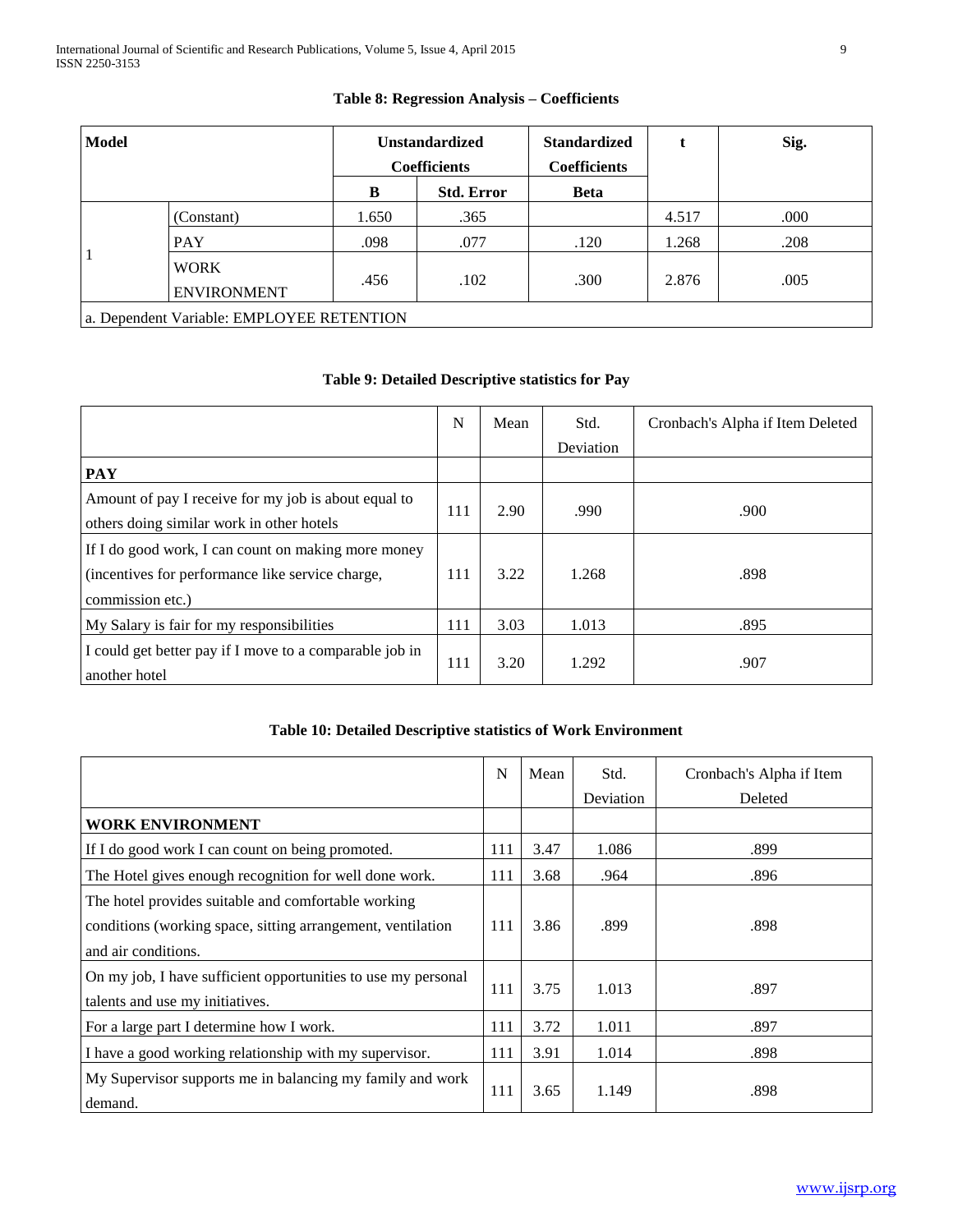**Table 8: Regression Analysis – Coefficients**

| Model | | Unstandardized Coefficients | | Standardized Coefficients | t | Sig. |
|---|---|---|---|---|---|---|
| | | B | Std. Error | Beta | | |
| 1 | (Constant) | 1.650 | .365 | | 4.517 | .000 |
| | PAY | .098 | .077 | .120 | 1.268 | .208 |
| | WORK ENVIRONMENT | .456 | .102 | .300 | 2.876 | .005 |

a. Dependent Variable: EMPLOYEE RETENTION

**Table 9: Detailed Descriptive statistics for Pay**

| | N | Mean | Std. Deviation | Cronbach's Alpha if Item Deleted |
|---|---|---|---|---|
| **PAY** | | | | |
| Amount of pay I receive for my job is about equal to others doing similar work in other hotels | 111 | 2.90 | .990 | .900 |
| If I do good work, I can count on making more money (incentives for performance like service charge, commission etc.) | 111 | 3.22 | 1.268 | .898 |
| My Salary is fair for my responsibilities | 111 | 3.03 | 1.013 | .895 |
| I could get better pay if I move to a comparable job in another hotel | 111 | 3.20 | 1.292 | .907 |

**Table 10: Detailed Descriptive statistics of Work Environment**

| | N | Mean | Std. Deviation | Cronbach's Alpha if Item Deleted |
|---|---|---|---|---|
| **WORK ENVIRONMENT** | | | | |
| If I do good work I can count on being promoted. | 111 | 3.47 | 1.086 | .899 |
| The Hotel gives enough recognition for well done work. | 111 | 3.68 | .964 | .896 |
| The hotel provides suitable and comfortable working conditions (working space, sitting arrangement, ventilation and air conditions. | 111 | 3.86 | .899 | .898 |
| On my job, I have sufficient opportunities to use my personal talents and use my initiatives. | 111 | 3.75 | 1.013 | .897 |
| For a large part I determine how I work. | 111 | 3.72 | 1.011 | .897 |
| I have a good working relationship with my supervisor. | 111 | 3.91 | 1.014 | .898 |
| My Supervisor supports me in balancing my family and work demand. | 111 | 3.65 | 1.149 | .898 |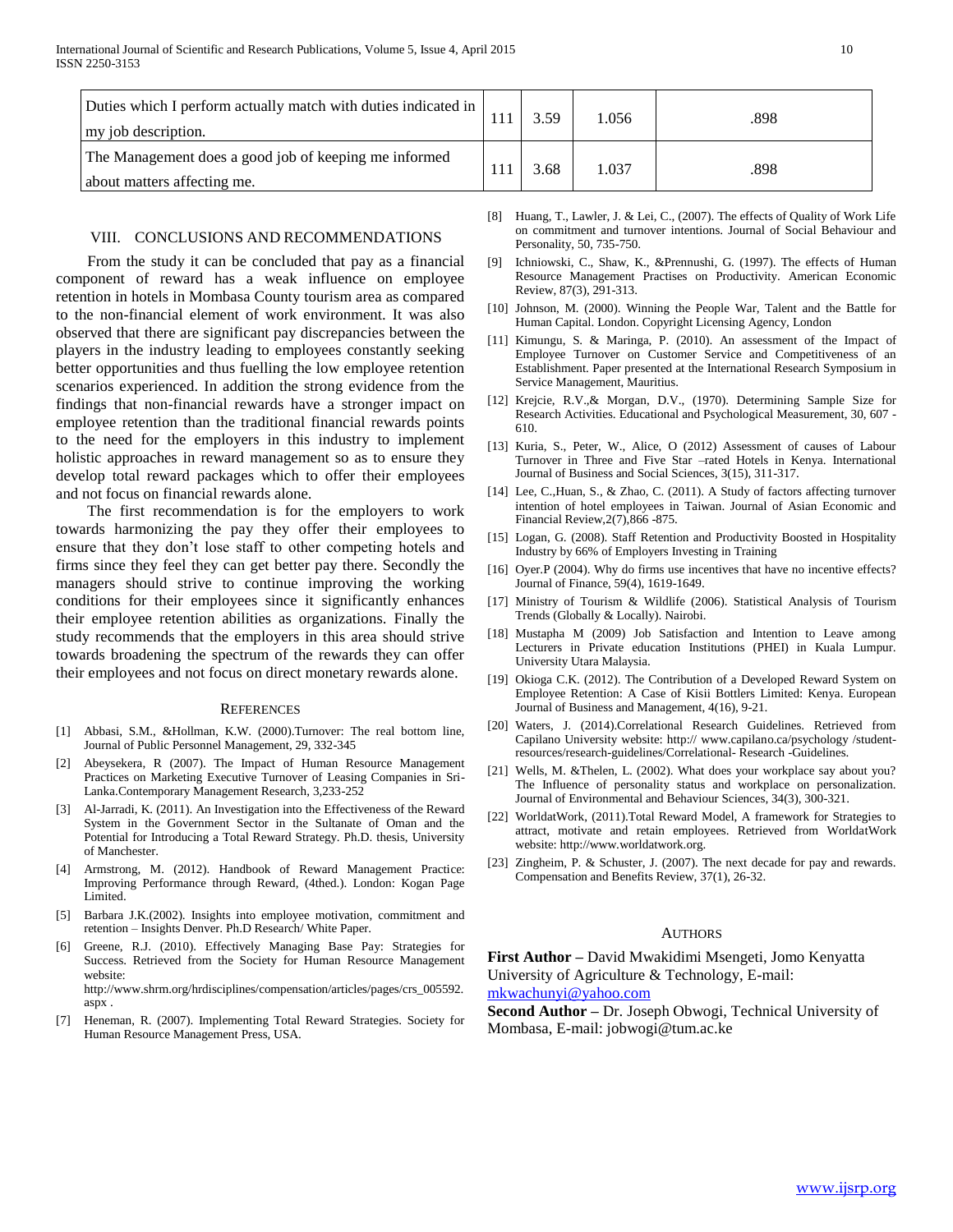| | | | | |
|---|---|---|---|---|
| Duties which I perform actually match with duties indicated in my job description. | 111 | 3.59 | 1.056 | .898 |
| The Management does a good job of keeping me informed about matters affecting me. | 111 | 3.68 | 1.037 | .898 |

## VIII. CONCLUSIONS AND RECOMMENDATIONS

From the study it can be concluded that pay as a financial component of reward has a weak influence on employee retention in hotels in Mombasa County tourism area as compared to the non-financial element of work environment. It was also observed that there are significant pay discrepancies between the players in the industry leading to employees constantly seeking better opportunities and thus fuelling the low employee retention scenarios experienced. In addition the strong evidence from the findings that non-financial rewards have a stronger impact on employee retention than the traditional financial rewards points to the need for the employers in this industry to implement holistic approaches in reward management so as to ensure they develop total reward packages which to offer their employees and not focus on financial rewards alone.

The first recommendation is for the employers to work towards harmonizing the pay they offer their employees to ensure that they don't lose staff to other competing hotels and firms since they feel they can get better pay there. Secondly the managers should strive to continue improving the working conditions for their employees since it significantly enhances their employee retention abilities as organizations. Finally the study recommends that the employers in this area should strive towards broadening the spectrum of the rewards they can offer their employees and not focus on direct monetary rewards alone.

## REFERENCES

[1] Abbasi, S.M., &Hollman, K.W. (2000).Turnover: The real bottom line, Journal of Public Personnel Management, 29, 332-345

[2] Abeysekera, R (2007). The Impact of Human Resource Management Practices on Marketing Executive Turnover of Leasing Companies in Sri-Lanka.Contemporary Management Research, 3,233-252

[3] Al-Jarradi, K. (2011). An Investigation into the Effectiveness of the Reward System in the Government Sector in the Sultanate of Oman and the Potential for Introducing a Total Reward Strategy. Ph.D. thesis, University of Manchester.

[4] Armstrong, M. (2012). Handbook of Reward Management Practice: Improving Performance through Reward, (4thed.). London: Kogan Page Limited.

[5] Barbara J.K.(2002). Insights into employee motivation, commitment and retention – Insights Denver. Ph.D Research/ White Paper.

[6] Greene, R.J. (2010). Effectively Managing Base Pay: Strategies for Success. Retrieved from the Society for Human Resource Management website: http://www.shrm.org/hrdisciplines/compensation/articles/pages/crs_005592.aspx .

[7] Heneman, R. (2007). Implementing Total Reward Strategies. Society for Human Resource Management Press, USA.

[8] Huang, T., Lawler, J. & Lei, C., (2007). The effects of Quality of Work Life on commitment and turnover intentions. Journal of Social Behaviour and Personality, 50, 735-750.

[9] Ichniowski, C., Shaw, K., &Prennushi, G. (1997). The effects of Human Resource Management Practises on Productivity. American Economic Review, 87(3), 291-313.

[10] Johnson, M. (2000). Winning the People War, Talent and the Battle for Human Capital. London. Copyright Licensing Agency, London

[11] Kimungu, S. & Maringa, P. (2010). An assessment of the Impact of Employee Turnover on Customer Service and Competitiveness of an Establishment. Paper presented at the International Research Symposium in Service Management, Mauritius.

[12] Krejcie, R.V.,& Morgan, D.V., (1970). Determining Sample Size for Research Activities. Educational and Psychological Measurement, 30, 607 - 610.

[13] Kuria, S., Peter, W., Alice, O (2012) Assessment of causes of Labour Turnover in Three and Five Star –rated Hotels in Kenya. International Journal of Business and Social Sciences, 3(15), 311-317.

[14] Lee, C.,Huan, S., & Zhao, C. (2011). A Study of factors affecting turnover intention of hotel employees in Taiwan. Journal of Asian Economic and Financial Review,2(7),866 -875.

[15] Logan, G. (2008). Staff Retention and Productivity Boosted in Hospitality Industry by 66% of Employers Investing in Training

[16] Oyer.P (2004). Why do firms use incentives that have no incentive effects? Journal of Finance, 59(4), 1619-1649.

[17] Ministry of Tourism & Wildlife (2006). Statistical Analysis of Tourism Trends (Globally & Locally). Nairobi.

[18] Mustapha M (2009) Job Satisfaction and Intention to Leave among Lecturers in Private education Institutions (PHEI) in Kuala Lumpur. University Utara Malaysia.

[19] Okioga C.K. (2012). The Contribution of a Developed Reward System on Employee Retention: A Case of Kisii Bottlers Limited: Kenya. European Journal of Business and Management, 4(16), 9-21.

[20] Waters, J. (2014).Correlational Research Guidelines. Retrieved from Capilano University website: http:// www.capilano.ca/psychology /student-resources/research-guidelines/Correlational- Research -Guidelines.

[21] Wells, M. &Thelen, L. (2002). What does your workplace say about you? The Influence of personality status and workplace on personalization. Journal of Environmental and Behaviour Sciences, 34(3), 300-321.

[22] WorldatWork, (2011).Total Reward Model, A framework for Strategies to attract, motivate and retain employees. Retrieved from WorldatWork website: http://www.worldatwork.org.

[23] Zingheim, P. & Schuster, J. (2007). The next decade for pay and rewards. Compensation and Benefits Review, 37(1), 26-32.

## AUTHORS

**First Author –** David Mwakidimi Msengeti, Jomo Kenyatta University of Agriculture & Technology, E-mail: mkwachunyi@yahoo.com

**Second Author –** Dr. Joseph Obwogi, Technical University of Mombasa, E-mail: jobwogi@tum.ac.ke